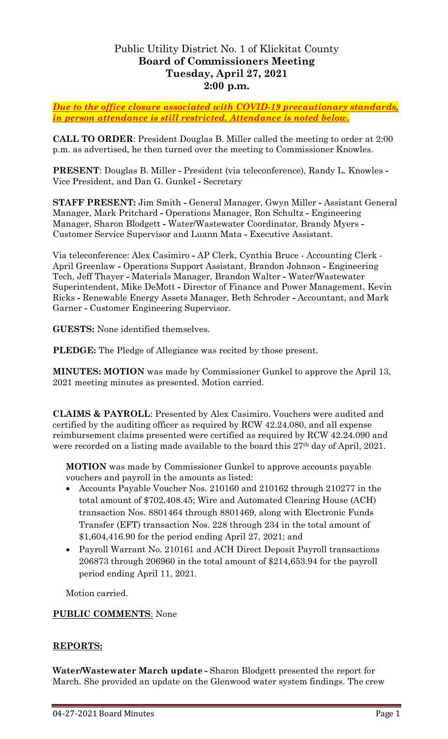# Public Utility District No. 1 of Klickitat County
## Board of Commissioners Meeting
## Tuesday, April 27, 2021
## 2:00 p.m.

***Due to the office closure associated with COVID-19 precautionary standards, in person attendance is still restricted. Attendance is noted below.***

**CALL TO ORDER**: President Douglas B. Miller called the meeting to order at 2:00 p.m. as advertised, he then turned over the meeting to Commissioner Knowles.

**PRESENT**: Douglas B. Miller - President (via teleconference), Randy L. Knowles - Vice President, and Dan G. Gunkel - Secretary

**STAFF PRESENT:** Jim Smith - General Manager, Gwyn Miller - Assistant General Manager, Mark Pritchard - Operations Manager, Ron Schultz - Engineering Manager, Sharon Blodgett - Water/Wastewater Coordinator, Brandy Myers - Customer Service Supervisor and Luann Mata - Executive Assistant.

Via teleconference: Alex Casimiro - AP Clerk, Cynthia Bruce - Accounting Clerk - April Greenlaw - Operations Support Assistant, Brandon Johnson - Engineering Tech, Jeff Thayer - Materials Manager, Brandon Walter - Water/Wastewater Superintendent, Mike DeMott - Director of Finance and Power Management, Kevin Ricks - Renewable Energy Assets Manager, Beth Schroder - Accountant, and Mark Garner - Customer Engineering Supervisor.

**GUESTS:** None identified themselves.

**PLEDGE:** The Pledge of Allegiance was recited by those present.

**MINUTES: MOTION** was made by Commissioner Gunkel to approve the April 13, 2021 meeting minutes as presented. Motion carried.

**CLAIMS & PAYROLL**: Presented by Alex Casimiro. Vouchers were audited and certified by the auditing officer as required by RCW 42.24.080, and all expense reimbursement claims presented were certified as required by RCW 42.24.090 and were recorded on a listing made available to the board this 27th day of April, 2021.

**MOTION** was made by Commissioner Gunkel to approve accounts payable vouchers and payroll in the amounts as listed:

- Accounts Payable Voucher Nos. 210160 and 210162 through 210277 in the total amount of $702,408.45; Wire and Automated Clearing House (ACH) transaction Nos. 8801464 through 8801469, along with Electronic Funds Transfer (EFT) transaction Nos. 228 through 234 in the total amount of $1,604,416.90 for the period ending April 27, 2021; and
- Payroll Warrant No. 210161 and ACH Direct Deposit Payroll transactions 206873 through 206960 in the total amount of $214,653.94 for the payroll period ending April 11, 2021.

Motion carried.

**PUBLIC COMMENTS**: None

**REPORTS:**

**Water/Wastewater March update -** Sharon Blodgett presented the report for March. She provided an update on the Glenwood water system findings. The crew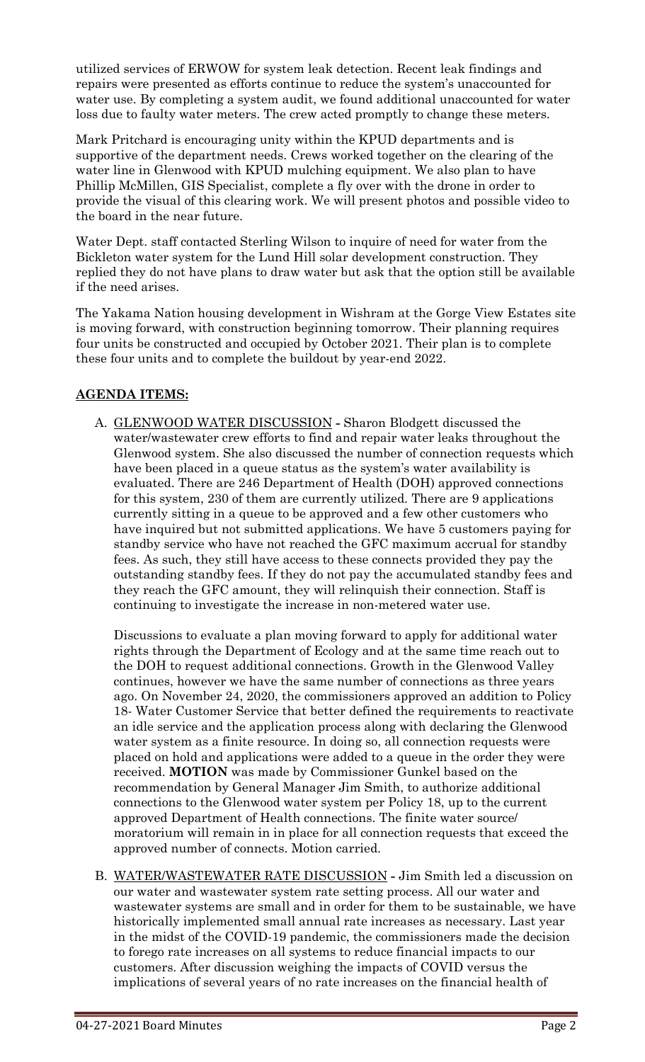utilized services of ERWOW for system leak detection. Recent leak findings and repairs were presented as efforts continue to reduce the system's unaccounted for water use. By completing a system audit, we found additional unaccounted for water loss due to faulty water meters. The crew acted promptly to change these meters.

Mark Pritchard is encouraging unity within the KPUD departments and is supportive of the department needs. Crews worked together on the clearing of the water line in Glenwood with KPUD mulching equipment. We also plan to have Phillip McMillen, GIS Specialist, complete a fly over with the drone in order to provide the visual of this clearing work. We will present photos and possible video to the board in the near future.

Water Dept. staff contacted Sterling Wilson to inquire of need for water from the Bickleton water system for the Lund Hill solar development construction. They replied they do not have plans to draw water but ask that the option still be available if the need arises.

The Yakama Nation housing development in Wishram at the Gorge View Estates site is moving forward, with construction beginning tomorrow. Their planning requires four units be constructed and occupied by October 2021. Their plan is to complete these four units and to complete the buildout by year-end 2022.

## AGENDA ITEMS:

A. GLENWOOD WATER DISCUSSION **-** Sharon Blodgett discussed the water/wastewater crew efforts to find and repair water leaks throughout the Glenwood system. She also discussed the number of connection requests which have been placed in a queue status as the system's water availability is evaluated. There are 246 Department of Health (DOH) approved connections for this system, 230 of them are currently utilized. There are 9 applications currently sitting in a queue to be approved and a few other customers who have inquired but not submitted applications. We have 5 customers paying for standby service who have not reached the GFC maximum accrual for standby fees. As such, they still have access to these connects provided they pay the outstanding standby fees. If they do not pay the accumulated standby fees and they reach the GFC amount, they will relinquish their connection. Staff is continuing to investigate the increase in non-metered water use.

   Discussions to evaluate a plan moving forward to apply for additional water rights through the Department of Ecology and at the same time reach out to the DOH to request additional connections. Growth in the Glenwood Valley continues, however we have the same number of connections as three years ago. On November 24, 2020, the commissioners approved an addition to Policy 18- Water Customer Service that better defined the requirements to reactivate an idle service and the application process along with declaring the Glenwood water system as a finite resource. In doing so, all connection requests were placed on hold and applications were added to a queue in the order they were received. **MOTION** was made by Commissioner Gunkel based on the recommendation by General Manager Jim Smith, to authorize additional connections to the Glenwood water system per Policy 18, up to the current approved Department of Health connections. The finite water source/ moratorium will remain in in place for all connection requests that exceed the approved number of connects. Motion carried.

B. WATER/WASTEWATER RATE DISCUSSION **-** Jim Smith led a discussion on our water and wastewater system rate setting process. All our water and wastewater systems are small and in order for them to be sustainable, we have historically implemented small annual rate increases as necessary. Last year in the midst of the COVID-19 pandemic, the commissioners made the decision to forego rate increases on all systems to reduce financial impacts to our customers. After discussion weighing the impacts of COVID versus the implications of several years of no rate increases on the financial health of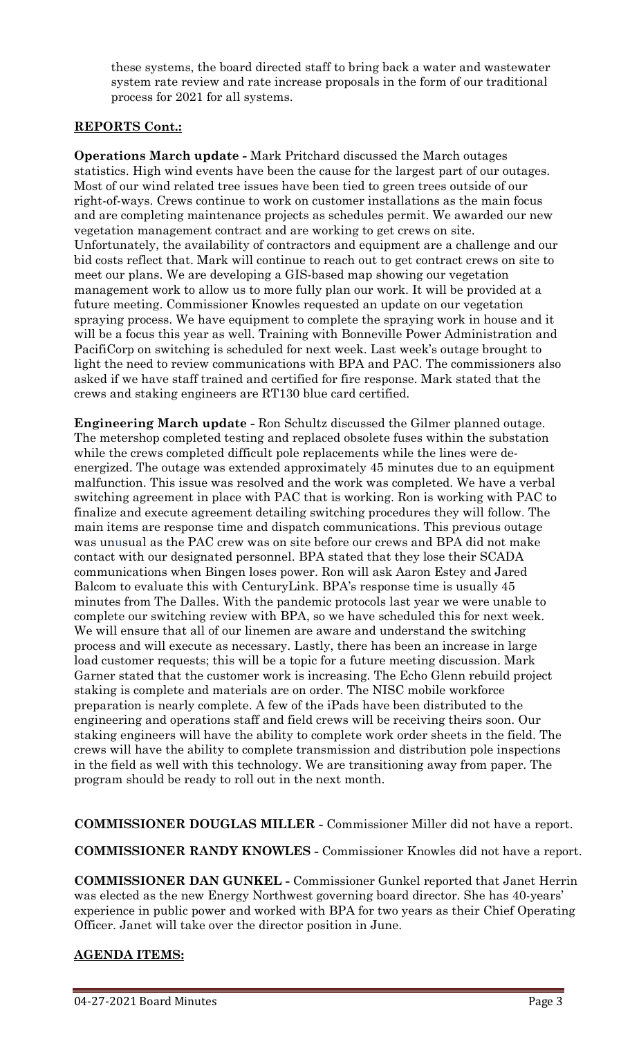these systems, the board directed staff to bring back a water and wastewater system rate review and rate increase proposals in the form of our traditional process for 2021 for all systems.

**REPORTS Cont.:**

**Operations March update -** Mark Pritchard discussed the March outages statistics. High wind events have been the cause for the largest part of our outages. Most of our wind related tree issues have been tied to green trees outside of our right-of-ways. Crews continue to work on customer installations as the main focus and are completing maintenance projects as schedules permit. We awarded our new vegetation management contract and are working to get crews on site. Unfortunately, the availability of contractors and equipment are a challenge and our bid costs reflect that. Mark will continue to reach out to get contract crews on site to meet our plans. We are developing a GIS-based map showing our vegetation management work to allow us to more fully plan our work. It will be provided at a future meeting. Commissioner Knowles requested an update on our vegetation spraying process. We have equipment to complete the spraying work in house and it will be a focus this year as well. Training with Bonneville Power Administration and PacifiCorp on switching is scheduled for next week. Last week's outage brought to light the need to review communications with BPA and PAC. The commissioners also asked if we have staff trained and certified for fire response. Mark stated that the crews and staking engineers are RT130 blue card certified.

**Engineering March update -** Ron Schultz discussed the Gilmer planned outage. The metershop completed testing and replaced obsolete fuses within the substation while the crews completed difficult pole replacements while the lines were de-energized. The outage was extended approximately 45 minutes due to an equipment malfunction. This issue was resolved and the work was completed. We have a verbal switching agreement in place with PAC that is working. Ron is working with PAC to finalize and execute agreement detailing switching procedures they will follow. The main items are response time and dispatch communications. This previous outage was unusual as the PAC crew was on site before our crews and BPA did not make contact with our designated personnel. BPA stated that they lose their SCADA communications when Bingen loses power. Ron will ask Aaron Estey and Jared Balcom to evaluate this with CenturyLink. BPA's response time is usually 45 minutes from The Dalles. With the pandemic protocols last year we were unable to complete our switching review with BPA, so we have scheduled this for next week. We will ensure that all of our linemen are aware and understand the switching process and will execute as necessary. Lastly, there has been an increase in large load customer requests; this will be a topic for a future meeting discussion. Mark Garner stated that the customer work is increasing. The Echo Glenn rebuild project staking is complete and materials are on order. The NISC mobile workforce preparation is nearly complete. A few of the iPads have been distributed to the engineering and operations staff and field crews will be receiving theirs soon. Our staking engineers will have the ability to complete work order sheets in the field. The crews will have the ability to complete transmission and distribution pole inspections in the field as well with this technology. We are transitioning away from paper. The program should be ready to roll out in the next month.

**COMMISSIONER DOUGLAS MILLER -** Commissioner Miller did not have a report.

**COMMISSIONER RANDY KNOWLES -** Commissioner Knowles did not have a report.

**COMMISSIONER DAN GUNKEL -** Commissioner Gunkel reported that Janet Herrin was elected as the new Energy Northwest governing board director. She has 40-years' experience in public power and worked with BPA for two years as their Chief Operating Officer. Janet will take over the director position in June.

**AGENDA ITEMS:**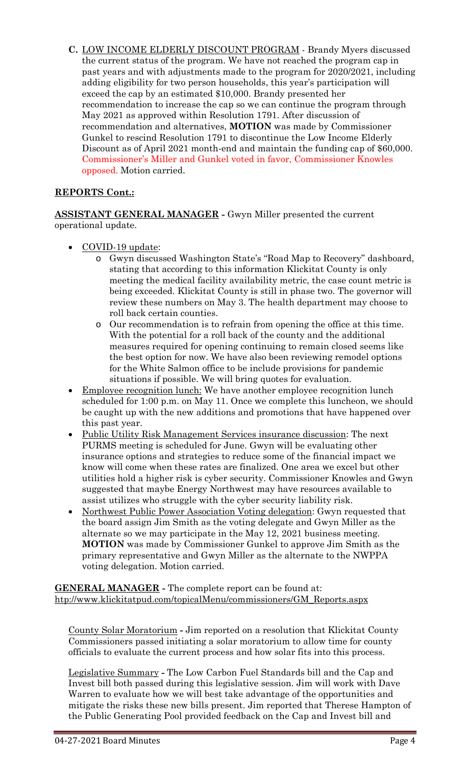**C.** <u>LOW INCOME ELDERLY DISCOUNT PROGRAM</u> - Brandy Myers discussed the current status of the program. We have not reached the program cap in past years and with adjustments made to the program for 2020/2021, including adding eligibility for two person households, this year's participation will exceed the cap by an estimated $10,000. Brandy presented her recommendation to increase the cap so we can continue the program through May 2021 as approved within Resolution 1791. After discussion of recommendation and alternatives, **MOTION** was made by Commissioner Gunkel to rescind Resolution 1791 to discontinue the Low Income Elderly Discount as of April 2021 month-end and maintain the funding cap of $60,000. Commissioner's Miller and Gunkel voted in favor, Commissioner Knowles opposed. Motion carried.

## <u>REPORTS Cont.:</u>

**<u>ASSISTANT GENERAL MANAGER</u>** - Gwyn Miller presented the current operational update.

- <u>COVID-19 update</u>:
  - Gwyn discussed Washington State's "Road Map to Recovery" dashboard, stating that according to this information Klickitat County is only meeting the medical facility availability metric, the case count metric is being exceeded. Klickitat County is still in phase two. The governor will review these numbers on May 3. The health department may choose to roll back certain counties.
  - Our recommendation is to refrain from opening the office at this time. With the potential for a roll back of the county and the additional measures required for opening continuing to remain closed seems like the best option for now. We have also been reviewing remodel options for the White Salmon office to be include provisions for pandemic situations if possible. We will bring quotes for evaluation.
- <u>Employee recognition lunch:</u> We have another employee recognition lunch scheduled for 1:00 p.m. on May 11. Once we complete this luncheon, we should be caught up with the new additions and promotions that have happened over this past year.
- <u>Public Utility Risk Management Services insurance discussion</u>: The next PURMS meeting is scheduled for June. Gwyn will be evaluating other insurance options and strategies to reduce some of the financial impact we know will come when these rates are finalized. One area we excel but other utilities hold a higher risk is cyber security. Commissioner Knowles and Gwyn suggested that maybe Energy Northwest may have resources available to assist utilizes who struggle with the cyber security liability risk.
- <u>Northwest Public Power Association Voting delegation</u>: Gwyn requested that the board assign Jim Smith as the voting delegate and Gwyn Miller as the alternate so we may participate in the May 12, 2021 business meeting. **MOTION** was made by Commissioner Gunkel to approve Jim Smith as the primary representative and Gwyn Miller as the alternate to the NWPPA voting delegation. Motion carried.

**<u>GENERAL MANAGER</u>** - The complete report can be found at: http://www.klickitatpud.com/topicalMenu/commissioners/GM_Reports.aspx

<u>County Solar Moratorium</u> - Jim reported on a resolution that Klickitat County Commissioners passed initiating a solar moratorium to allow time for county officials to evaluate the current process and how solar fits into this process.

<u>Legislative Summary</u> - The Low Carbon Fuel Standards bill and the Cap and Invest bill both passed during this legislative session. Jim will work with Dave Warren to evaluate how we will best take advantage of the opportunities and mitigate the risks these new bills present. Jim reported that Therese Hampton of the Public Generating Pool provided feedback on the Cap and Invest bill and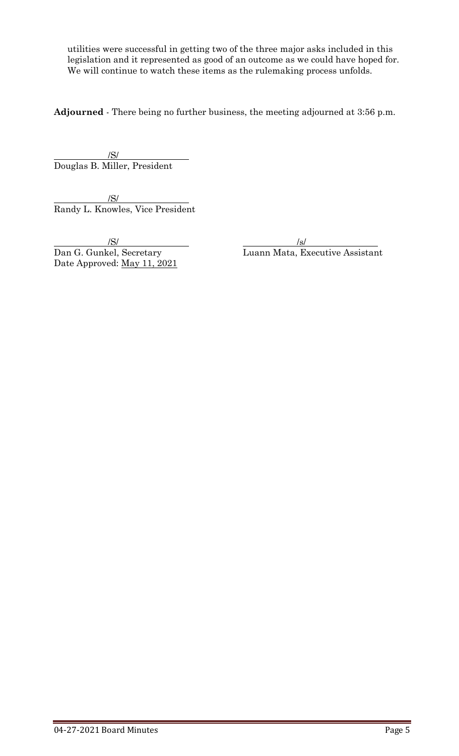utilities were successful in getting two of the three major asks included in this legislation and it represented as good of an outcome as we could have hoped for. We will continue to watch these items as the rulemaking process unfolds.

**Adjourned** - There being no further business, the meeting adjourned at 3:56 p.m.

/S/
Douglas B. Miller, President

/S/
Randy L. Knowles, Vice President

/S/
Dan G. Gunkel, Secretary
Date Approved: May 11, 2021

/s/
Luann Mata, Executive Assistant